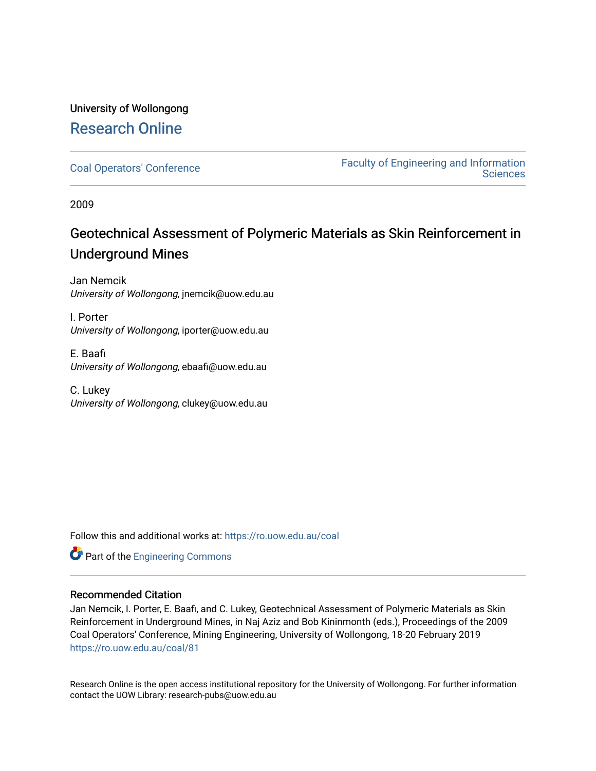University of Wollongong

# Research Online

Coal Operators' Conference

Faculty of Engineering and Information Sciences

2009

## Geotechnical Assessment of Polymeric Materials as Skin Reinforcement in Underground Mines

Jan Nemcik
*University of Wollongong*, jnemcik@uow.edu.au

I. Porter
*University of Wollongong*, iporter@uow.edu.au

E. Baafi
*University of Wollongong*, ebaafi@uow.edu.au

C. Lukey
*University of Wollongong*, clukey@uow.edu.au

Follow this and additional works at: https://ro.uow.edu.au/coal

Part of the Engineering Commons

### Recommended Citation

Jan Nemcik, I. Porter, E. Baafi, and C. Lukey, Geotechnical Assessment of Polymeric Materials as Skin Reinforcement in Underground Mines, in Naj Aziz and Bob Kininmonth (eds.), Proceedings of the 2009 Coal Operators' Conference, Mining Engineering, University of Wollongong, 18-20 February 2019
https://ro.uow.edu.au/coal/81

Research Online is the open access institutional repository for the University of Wollongong. For further information contact the UOW Library: research-pubs@uow.edu.au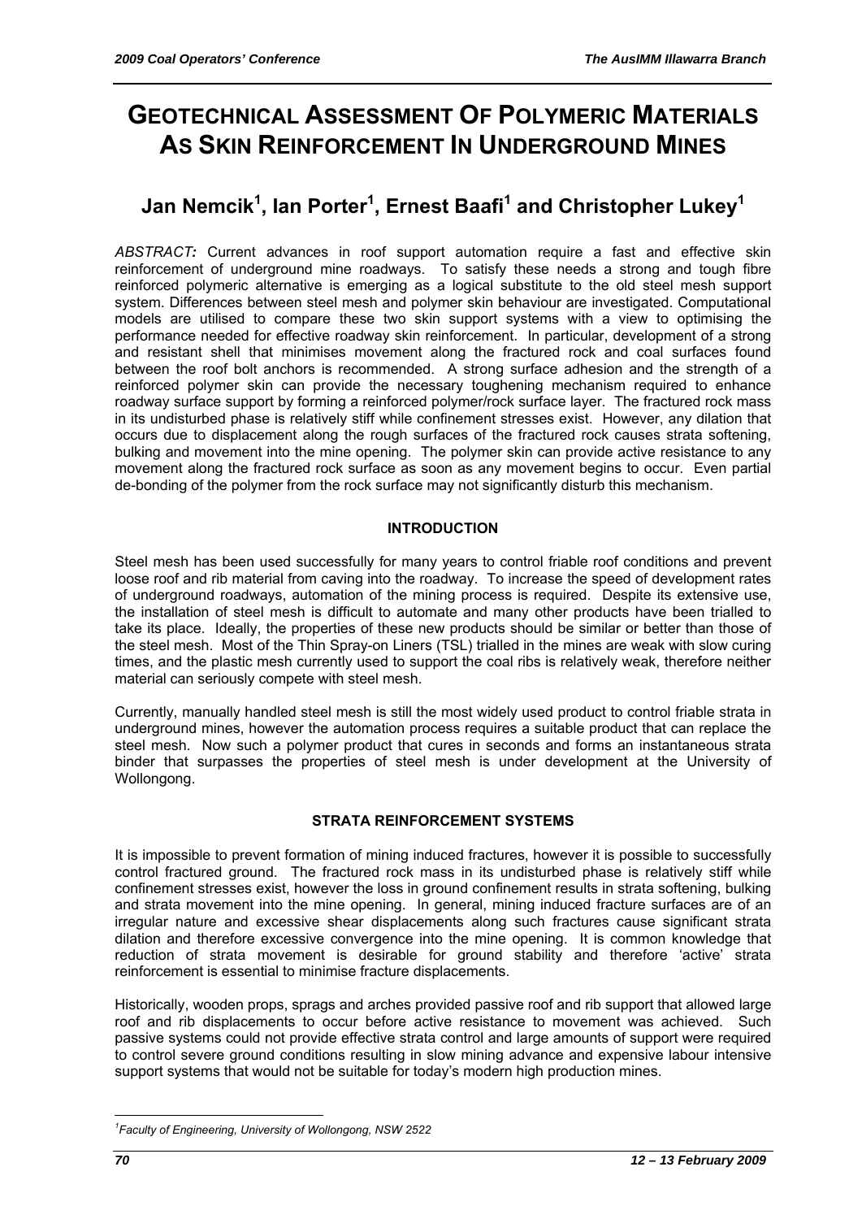# GEOTECHNICAL ASSESSMENT OF POLYMERIC MATERIALS AS SKIN REINFORCEMENT IN UNDERGROUND MINES

## Jan Nemcik[1], Ian Porter[1], Ernest Baafi[1] and Christopher Lukey[1]

*ABSTRACT:* Current advances in roof support automation require a fast and effective skin reinforcement of underground mine roadways. To satisfy these needs a strong and tough fibre reinforced polymeric alternative is emerging as a logical substitute to the old steel mesh support system. Differences between steel mesh and polymer skin behaviour are investigated. Computational models are utilised to compare these two skin support systems with a view to optimising the performance needed for effective roadway skin reinforcement. In particular, development of a strong and resistant shell that minimises movement along the fractured rock and coal surfaces found between the roof bolt anchors is recommended. A strong surface adhesion and the strength of a reinforced polymer skin can provide the necessary toughening mechanism required to enhance roadway surface support by forming a reinforced polymer/rock surface layer. The fractured rock mass in its undisturbed phase is relatively stiff while confinement stresses exist. However, any dilation that occurs due to displacement along the rough surfaces of the fractured rock causes strata softening, bulking and movement into the mine opening. The polymer skin can provide active resistance to any movement along the fractured rock surface as soon as any movement begins to occur. Even partial de-bonding of the polymer from the rock surface may not significantly disturb this mechanism.

### INTRODUCTION

Steel mesh has been used successfully for many years to control friable roof conditions and prevent loose roof and rib material from caving into the roadway. To increase the speed of development rates of underground roadways, automation of the mining process is required. Despite its extensive use, the installation of steel mesh is difficult to automate and many other products have been trialled to take its place. Ideally, the properties of these new products should be similar or better than those of the steel mesh. Most of the Thin Spray-on Liners (TSL) trialled in the mines are weak with slow curing times, and the plastic mesh currently used to support the coal ribs is relatively weak, therefore neither material can seriously compete with steel mesh.

Currently, manually handled steel mesh is still the most widely used product to control friable strata in underground mines, however the automation process requires a suitable product that can replace the steel mesh. Now such a polymer product that cures in seconds and forms an instantaneous strata binder that surpasses the properties of steel mesh is under development at the University of Wollongong.

### STRATA REINFORCEMENT SYSTEMS

It is impossible to prevent formation of mining induced fractures, however it is possible to successfully control fractured ground. The fractured rock mass in its undisturbed phase is relatively stiff while confinement stresses exist, however the loss in ground confinement results in strata softening, bulking and strata movement into the mine opening. In general, mining induced fracture surfaces are of an irregular nature and excessive shear displacements along such fractures cause significant strata dilation and therefore excessive convergence into the mine opening. It is common knowledge that reduction of strata movement is desirable for ground stability and therefore 'active' strata reinforcement is essential to minimise fracture displacements.

Historically, wooden props, sprags and arches provided passive roof and rib support that allowed large roof and rib displacements to occur before active resistance to movement was achieved. Such passive systems could not provide effective strata control and large amounts of support were required to control severe ground conditions resulting in slow mining advance and expensive labour intensive support systems that would not be suitable for today's modern high production mines.

[1]*Faculty of Engineering, University of Wollongong, NSW 2522*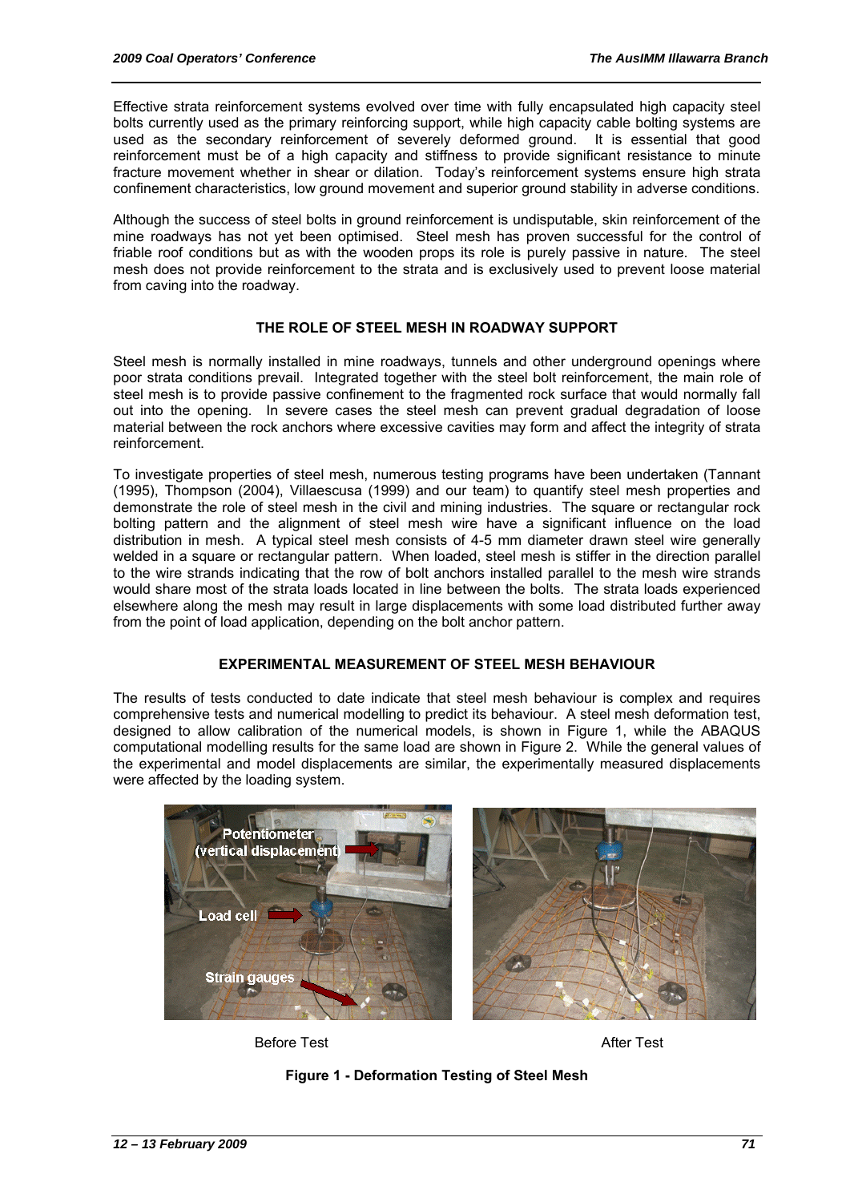Effective strata reinforcement systems evolved over time with fully encapsulated high capacity steel bolts currently used as the primary reinforcing support, while high capacity cable bolting systems are used as the secondary reinforcement of severely deformed ground. It is essential that good reinforcement must be of a high capacity and stiffness to provide significant resistance to minute fracture movement whether in shear or dilation. Today's reinforcement systems ensure high strata confinement characteristics, low ground movement and superior ground stability in adverse conditions.

Although the success of steel bolts in ground reinforcement is undisputable, skin reinforcement of the mine roadways has not yet been optimised. Steel mesh has proven successful for the control of friable roof conditions but as with the wooden props its role is purely passive in nature. The steel mesh does not provide reinforcement to the strata and is exclusively used to prevent loose material from caving into the roadway.

## THE ROLE OF STEEL MESH IN ROADWAY SUPPORT

Steel mesh is normally installed in mine roadways, tunnels and other underground openings where poor strata conditions prevail. Integrated together with the steel bolt reinforcement, the main role of steel mesh is to provide passive confinement to the fragmented rock surface that would normally fall out into the opening. In severe cases the steel mesh can prevent gradual degradation of loose material between the rock anchors where excessive cavities may form and affect the integrity of strata reinforcement.

To investigate properties of steel mesh, numerous testing programs have been undertaken (Tannant (1995), Thompson (2004), Villaescusa (1999) and our team) to quantify steel mesh properties and demonstrate the role of steel mesh in the civil and mining industries. The square or rectangular rock bolting pattern and the alignment of steel mesh wire have a significant influence on the load distribution in mesh. A typical steel mesh consists of 4-5 mm diameter drawn steel wire generally welded in a square or rectangular pattern. When loaded, steel mesh is stiffer in the direction parallel to the wire strands indicating that the row of bolt anchors installed parallel to the mesh wire strands would share most of the strata loads located in line between the bolts. The strata loads experienced elsewhere along the mesh may result in large displacements with some load distributed further away from the point of load application, depending on the bolt anchor pattern.

## EXPERIMENTAL MEASUREMENT OF STEEL MESH BEHAVIOUR

The results of tests conducted to date indicate that steel mesh behaviour is complex and requires comprehensive tests and numerical modelling to predict its behaviour. A steel mesh deformation test, designed to allow calibration of the numerical models, is shown in Figure 1, while the ABAQUS computational modelling results for the same load are shown in Figure 2. While the general values of the experimental and model displacements are similar, the experimentally measured displacements were affected by the loading system.

Before Test

After Test

**Figure 1 - Deformation Testing of Steel Mesh**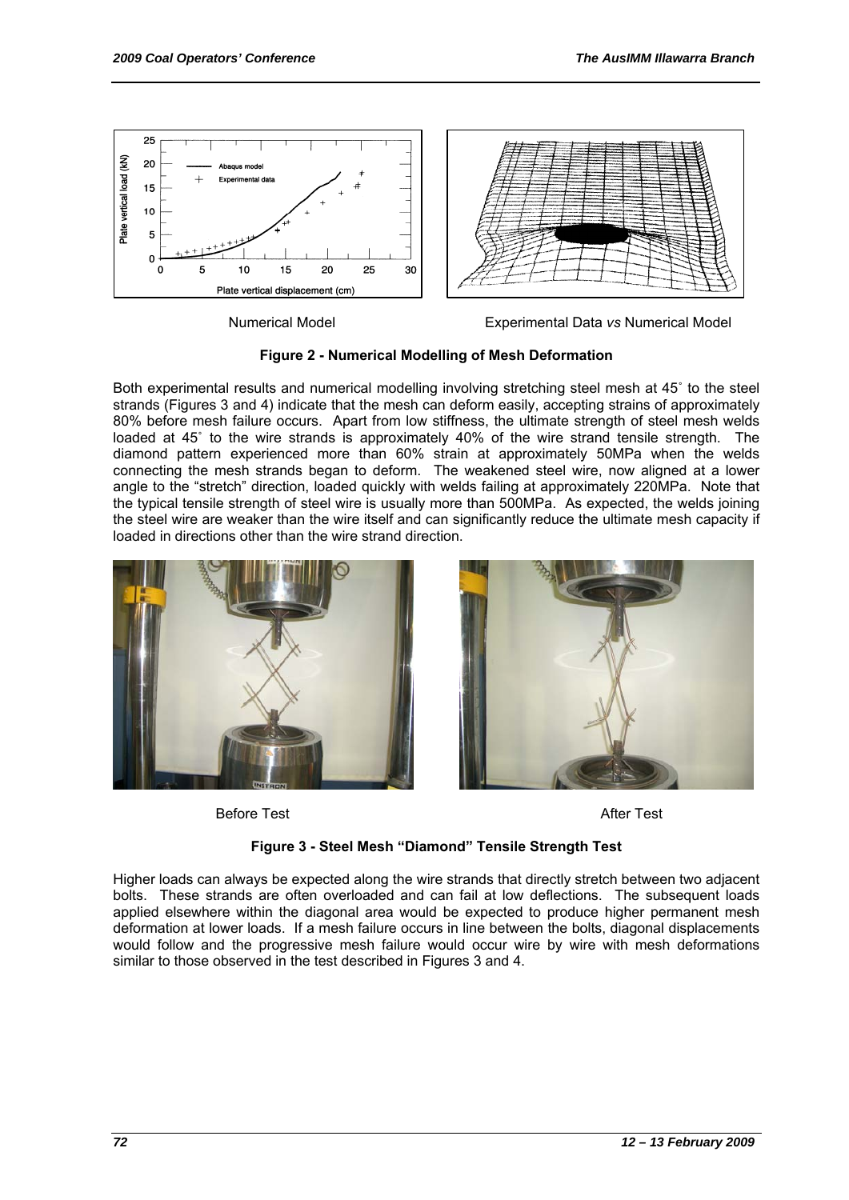Numerical Model Experimental Data *vs* Numerical Model

**Figure 2 - Numerical Modelling of Mesh Deformation**

Both experimental results and numerical modelling involving stretching steel mesh at 45˚ to the steel strands (Figures 3 and 4) indicate that the mesh can deform easily, accepting strains of approximately 80% before mesh failure occurs. Apart from low stiffness, the ultimate strength of steel mesh welds loaded at 45˚ to the wire strands is approximately 40% of the wire strand tensile strength. The diamond pattern experienced more than 60% strain at approximately 50MPa when the welds connecting the mesh strands began to deform. The weakened steel wire, now aligned at a lower angle to the "stretch" direction, loaded quickly with welds failing at approximately 220MPa. Note that the typical tensile strength of steel wire is usually more than 500MPa. As expected, the welds joining the steel wire are weaker than the wire itself and can significantly reduce the ultimate mesh capacity if loaded in directions other than the wire strand direction.

Before Test After Test

**Figure 3 - Steel Mesh "Diamond" Tensile Strength Test**

Higher loads can always be expected along the wire strands that directly stretch between two adjacent bolts. These strands are often overloaded and can fail at low deflections. The subsequent loads applied elsewhere within the diagonal area would be expected to produce higher permanent mesh deformation at lower loads. If a mesh failure occurs in line between the bolts, diagonal displacements would follow and the progressive mesh failure would occur wire by wire with mesh deformations similar to those observed in the test described in Figures 3 and 4.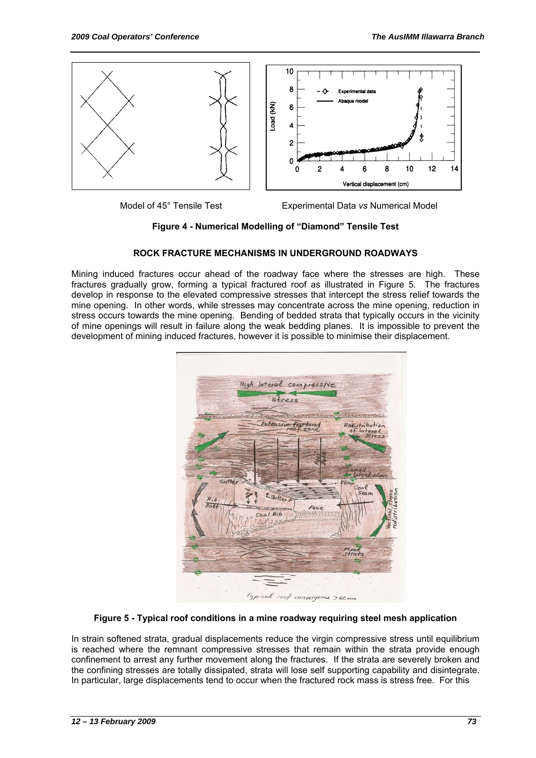Model of 45° Tensile Test

Experimental Data *vs* Numerical Model

**Figure 4 - Numerical Modelling of "Diamond" Tensile Test**

## ROCK FRACTURE MECHANISMS IN UNDERGROUND ROADWAYS

Mining induced fractures occur ahead of the roadway face where the stresses are high. These fractures gradually grow, forming a typical fractured roof as illustrated in Figure 5. The fractures develop in response to the elevated compressive stresses that intercept the stress relief towards the mine opening. In other words, while stresses may concentrate across the mine opening, reduction in stress occurs towards the mine opening. Bending of bedded strata that typically occurs in the vicinity of mine openings will result in failure along the weak bedding planes. It is impossible to prevent the development of mining induced fractures, however it is possible to minimise their displacement.

**Figure 5 - Typical roof conditions in a mine roadway requiring steel mesh application**

In strain softened strata, gradual displacements reduce the virgin compressive stress until equilibrium is reached where the remnant compressive stresses that remain within the strata provide enough confinement to arrest any further movement along the fractures. If the strata are severely broken and the confining stresses are totally dissipated, strata will lose self supporting capability and disintegrate. In particular, large displacements tend to occur when the fractured rock mass is stress free. For this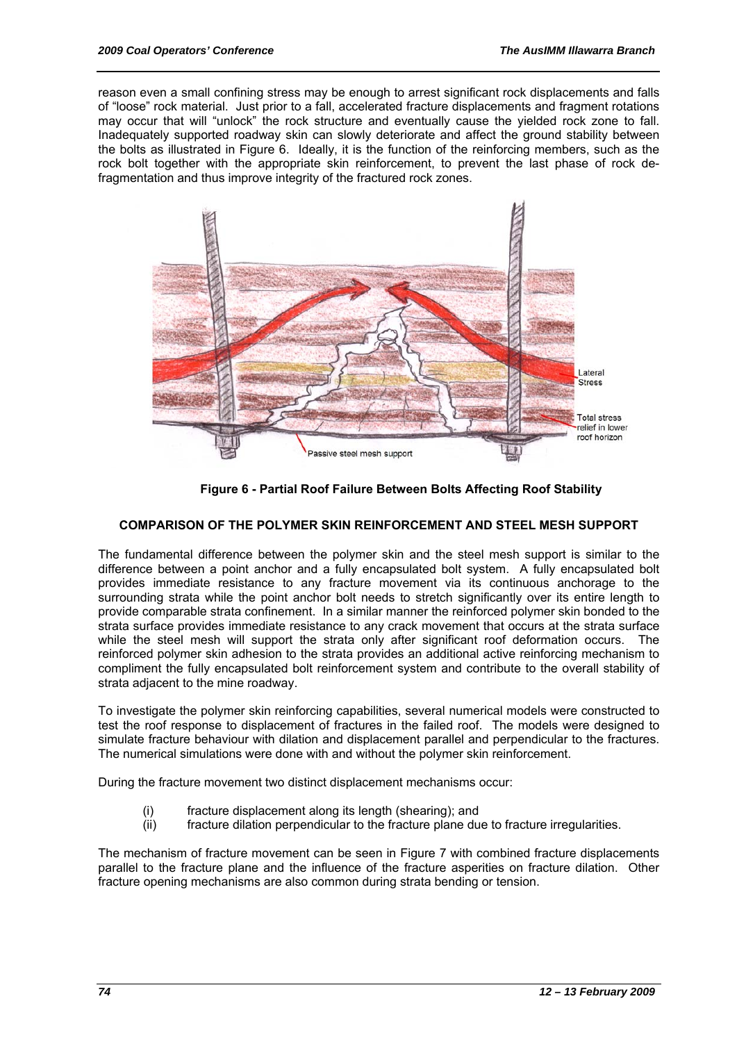reason even a small confining stress may be enough to arrest significant rock displacements and falls of "loose" rock material. Just prior to a fall, accelerated fracture displacements and fragment rotations may occur that will "unlock" the rock structure and eventually cause the yielded rock zone to fall. Inadequately supported roadway skin can slowly deteriorate and affect the ground stability between the bolts as illustrated in Figure 6. Ideally, it is the function of the reinforcing members, such as the rock bolt together with the appropriate skin reinforcement, to prevent the last phase of rock de-fragmentation and thus improve integrity of the fractured rock zones.

**Figure 6 - Partial Roof Failure Between Bolts Affecting Roof Stability**

## COMPARISON OF THE POLYMER SKIN REINFORCEMENT AND STEEL MESH SUPPORT

The fundamental difference between the polymer skin and the steel mesh support is similar to the difference between a point anchor and a fully encapsulated bolt system. A fully encapsulated bolt provides immediate resistance to any fracture movement via its continuous anchorage to the surrounding strata while the point anchor bolt needs to stretch significantly over its entire length to provide comparable strata confinement. In a similar manner the reinforced polymer skin bonded to the strata surface provides immediate resistance to any crack movement that occurs at the strata surface while the steel mesh will support the strata only after significant roof deformation occurs. The reinforced polymer skin adhesion to the strata provides an additional active reinforcing mechanism to compliment the fully encapsulated bolt reinforcement system and contribute to the overall stability of strata adjacent to the mine roadway.

To investigate the polymer skin reinforcing capabilities, several numerical models were constructed to test the roof response to displacement of fractures in the failed roof. The models were designed to simulate fracture behaviour with dilation and displacement parallel and perpendicular to the fractures. The numerical simulations were done with and without the polymer skin reinforcement.

During the fracture movement two distinct displacement mechanisms occur:

(i) fracture displacement along its length (shearing); and
(ii) fracture dilation perpendicular to the fracture plane due to fracture irregularities.

The mechanism of fracture movement can be seen in Figure 7 with combined fracture displacements parallel to the fracture plane and the influence of the fracture asperities on fracture dilation. Other fracture opening mechanisms are also common during strata bending or tension.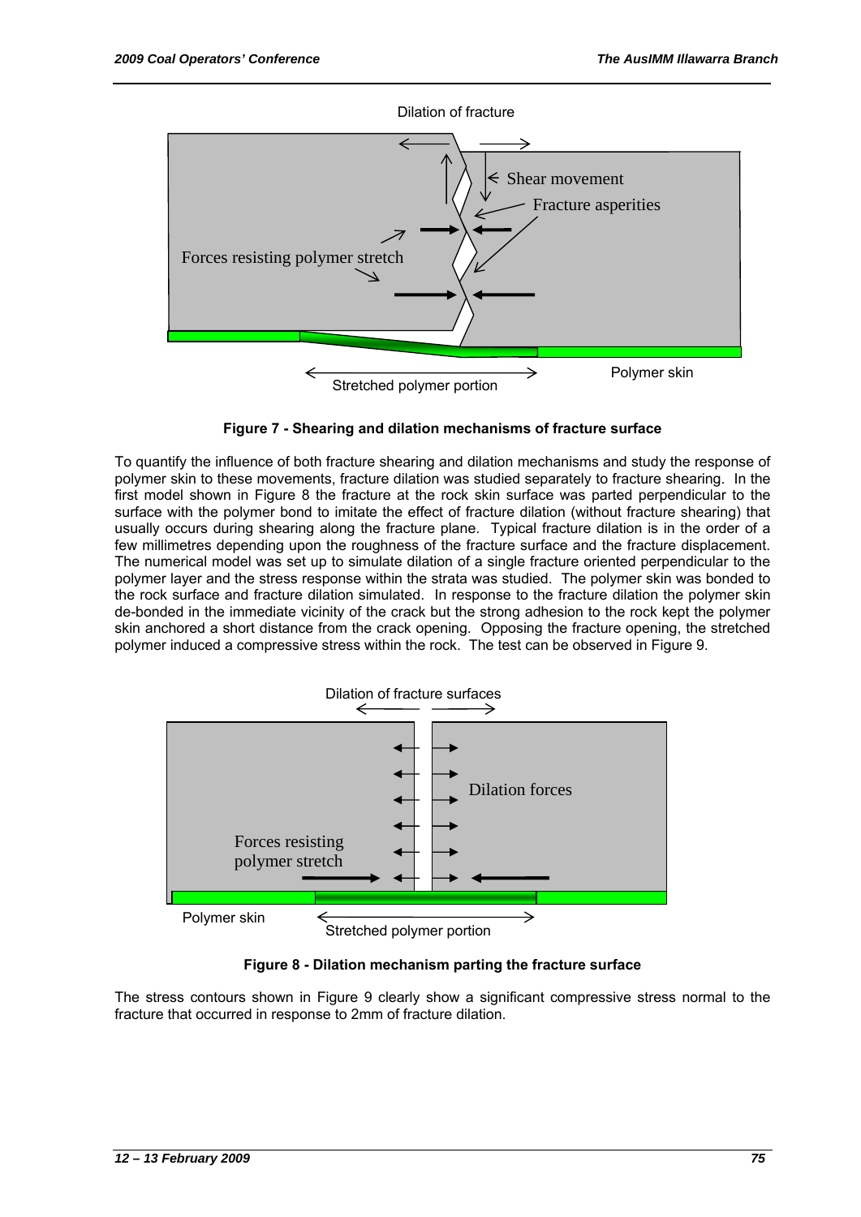Figure 7 - Shearing and dilation mechanisms of fracture surface

To quantify the influence of both fracture shearing and dilation mechanisms and study the response of polymer skin to these movements, fracture dilation was studied separately to fracture shearing. In the first model shown in Figure 8 the fracture at the rock skin surface was parted perpendicular to the surface with the polymer bond to imitate the effect of fracture dilation (without fracture shearing) that usually occurs during shearing along the fracture plane. Typical fracture dilation is in the order of a few millimetres depending upon the roughness of the fracture surface and the fracture displacement. The numerical model was set up to simulate dilation of a single fracture oriented perpendicular to the polymer layer and the stress response within the strata was studied. The polymer skin was bonded to the rock surface and fracture dilation simulated. In response to the fracture dilation the polymer skin de-bonded in the immediate vicinity of the crack but the strong adhesion to the rock kept the polymer skin anchored a short distance from the crack opening. Opposing the fracture opening, the stretched polymer induced a compressive stress within the rock. The test can be observed in Figure 9.

Figure 8 - Dilation mechanism parting the fracture surface

The stress contours shown in Figure 9 clearly show a significant compressive stress normal to the fracture that occurred in response to 2mm of fracture dilation.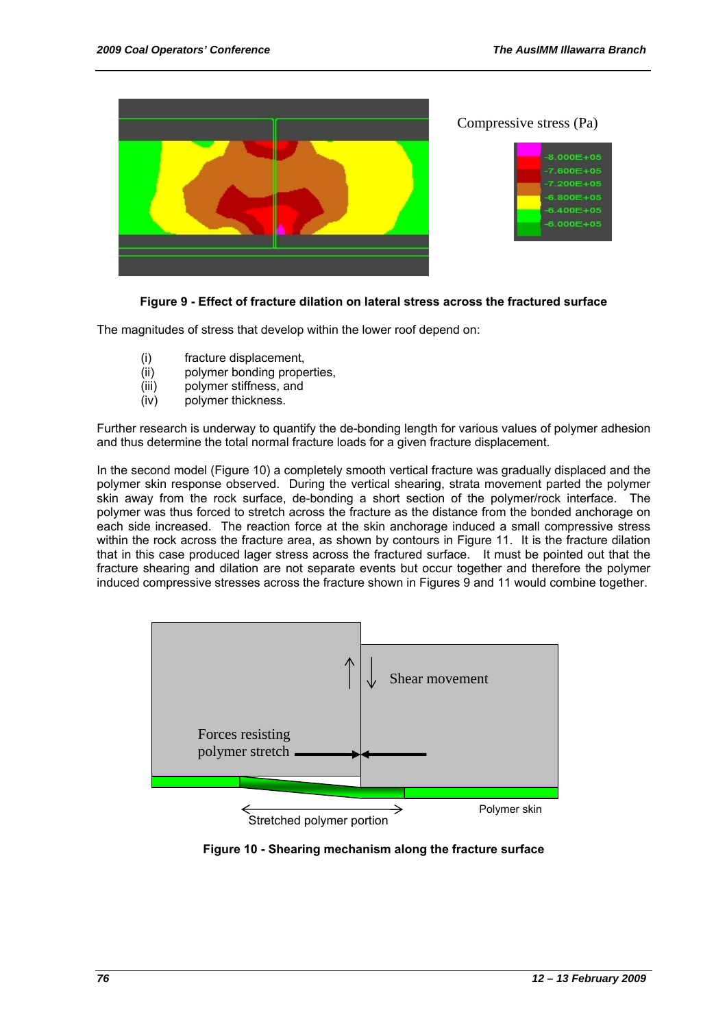Figure 9 - Effect of fracture dilation on lateral stress across the fractured surface

The magnitudes of stress that develop within the lower roof depend on:

(i) fracture displacement,
(ii) polymer bonding properties,
(iii) polymer stiffness, and
(iv) polymer thickness.

Further research is underway to quantify the de-bonding length for various values of polymer adhesion and thus determine the total normal fracture loads for a given fracture displacement.

In the second model (Figure 10) a completely smooth vertical fracture was gradually displaced and the polymer skin response observed. During the vertical shearing, strata movement parted the polymer skin away from the rock surface, de-bonding a short section of the polymer/rock interface. The polymer was thus forced to stretch across the fracture as the distance from the bonded anchorage on each side increased. The reaction force at the skin anchorage induced a small compressive stress within the rock across the fracture area, as shown by contours in Figure 11. It is the fracture dilation that in this case produced lager stress across the fractured surface. It must be pointed out that the fracture shearing and dilation are not separate events but occur together and therefore the polymer induced compressive stresses across the fracture shown in Figures 9 and 11 would combine together.

Figure 10 - Shearing mechanism along the fracture surface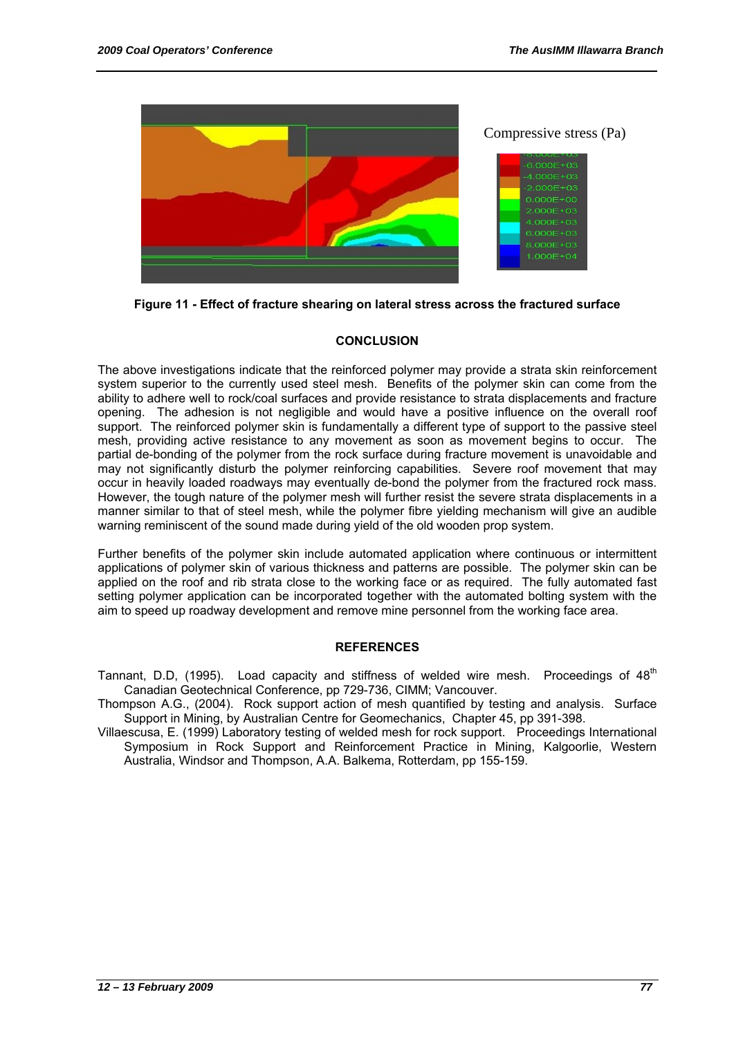Compressive stress (Pa)

-8.000E+03
-6.000E+03
-4.000E+03
-2.000E+03
0.000E+00
2.000E+03
4.000E+03
6.000E+03
8.000E+03
1.000E+04

**Figure 11 - Effect of fracture shearing on lateral stress across the fractured surface**

## CONCLUSION

The above investigations indicate that the reinforced polymer may provide a strata skin reinforcement system superior to the currently used steel mesh. Benefits of the polymer skin can come from the ability to adhere well to rock/coal surfaces and provide resistance to strata displacements and fracture opening. The adhesion is not negligible and would have a positive influence on the overall roof support. The reinforced polymer skin is fundamentally a different type of support to the passive steel mesh, providing active resistance to any movement as soon as movement begins to occur. The partial de-bonding of the polymer from the rock surface during fracture movement is unavoidable and may not significantly disturb the polymer reinforcing capabilities. Severe roof movement that may occur in heavily loaded roadways may eventually de-bond the polymer from the fractured rock mass. However, the tough nature of the polymer mesh will further resist the severe strata displacements in a manner similar to that of steel mesh, while the polymer fibre yielding mechanism will give an audible warning reminiscent of the sound made during yield of the old wooden prop system.

Further benefits of the polymer skin include automated application where continuous or intermittent applications of polymer skin of various thickness and patterns are possible. The polymer skin can be applied on the roof and rib strata close to the working face or as required. The fully automated fast setting polymer application can be incorporated together with the automated bolting system with the aim to speed up roadway development and remove mine personnel from the working face area.

## REFERENCES

Tannant, D.D, (1995). Load capacity and stiffness of welded wire mesh. Proceedings of 48th Canadian Geotechnical Conference, pp 729-736, CIMM; Vancouver.

Thompson A.G., (2004). Rock support action of mesh quantified by testing and analysis. Surface Support in Mining, by Australian Centre for Geomechanics, Chapter 45, pp 391-398.

Villaescusa, E. (1999) Laboratory testing of welded mesh for rock support. Proceedings International Symposium in Rock Support and Reinforcement Practice in Mining, Kalgoorlie, Western Australia, Windsor and Thompson, A.A. Balkema, Rotterdam, pp 155-159.